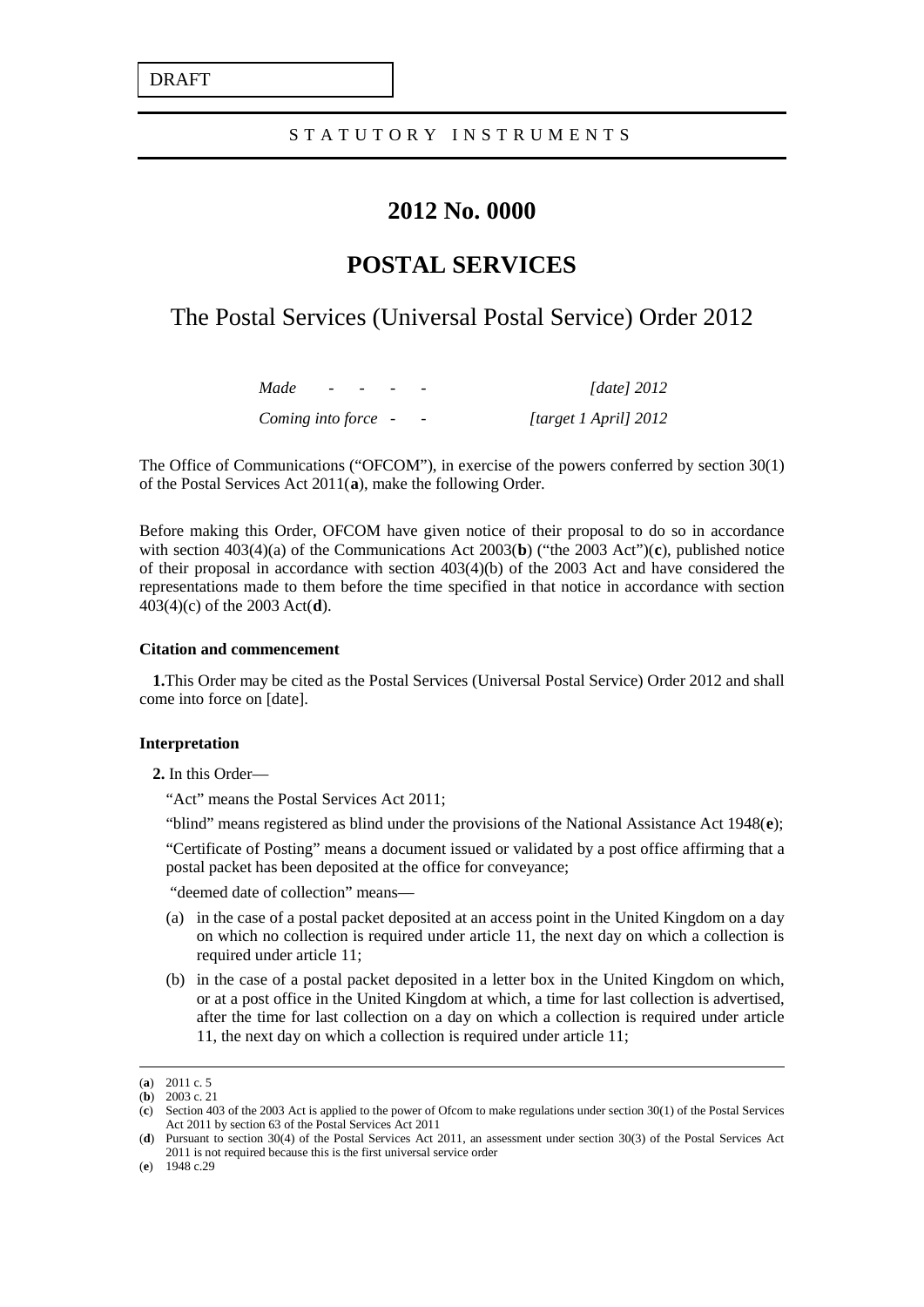DRAFT

STATUTORY INSTRUMENTS

# 2012 No. 0000

# POSTAL SERVICES

## The Postal Services (Universal Postal Service) Order 2012

*Made - - - - -* *[date] 2012*

*Coming into force - -* *[target 1 April] 2012*

The Office of Communications ("OFCOM"), in exercise of the powers conferred by section 30(1) of the Postal Services Act 2011(**a**), make the following Order.

Before making this Order, OFCOM have given notice of their proposal to do so in accordance with section 403(4)(a) of the Communications Act 2003(**b**) ("the 2003 Act")(**c**), published notice of their proposal in accordance with section 403(4)(b) of the 2003 Act and have considered the representations made to them before the time specified in that notice in accordance with section 403(4)(c) of the 2003 Act(**d**).

**Citation and commencement**

**1.** This Order may be cited as the Postal Services (Universal Postal Service) Order 2012 and shall come into force on [date].

**Interpretation**

**2.** In this Order—

"Act" means the Postal Services Act 2011;

"blind" means registered as blind under the provisions of the National Assistance Act 1948(**e**);

"Certificate of Posting" means a document issued or validated by a post office affirming that a postal packet has been deposited at the office for conveyance;

"deemed date of collection" means—

(a) in the case of a postal packet deposited at an access point in the United Kingdom on a day on which no collection is required under article 11, the next day on which a collection is required under article 11;

(b) in the case of a postal packet deposited in a letter box in the United Kingdom on which, or at a post office in the United Kingdom at which, a time for last collection is advertised, after the time for last collection on a day on which a collection is required under article 11, the next day on which a collection is required under article 11;

---

(**a**) 2011 c. 5

(**b**) 2003 c. 21

(**c**) Section 403 of the 2003 Act is applied to the power of Ofcom to make regulations under section 30(1) of the Postal Services Act 2011 by section 63 of the Postal Services Act 2011

(**d**) Pursuant to section 30(4) of the Postal Services Act 2011, an assessment under section 30(3) of the Postal Services Act 2011 is not required because this is the first universal service order

(**e**) 1948 c.29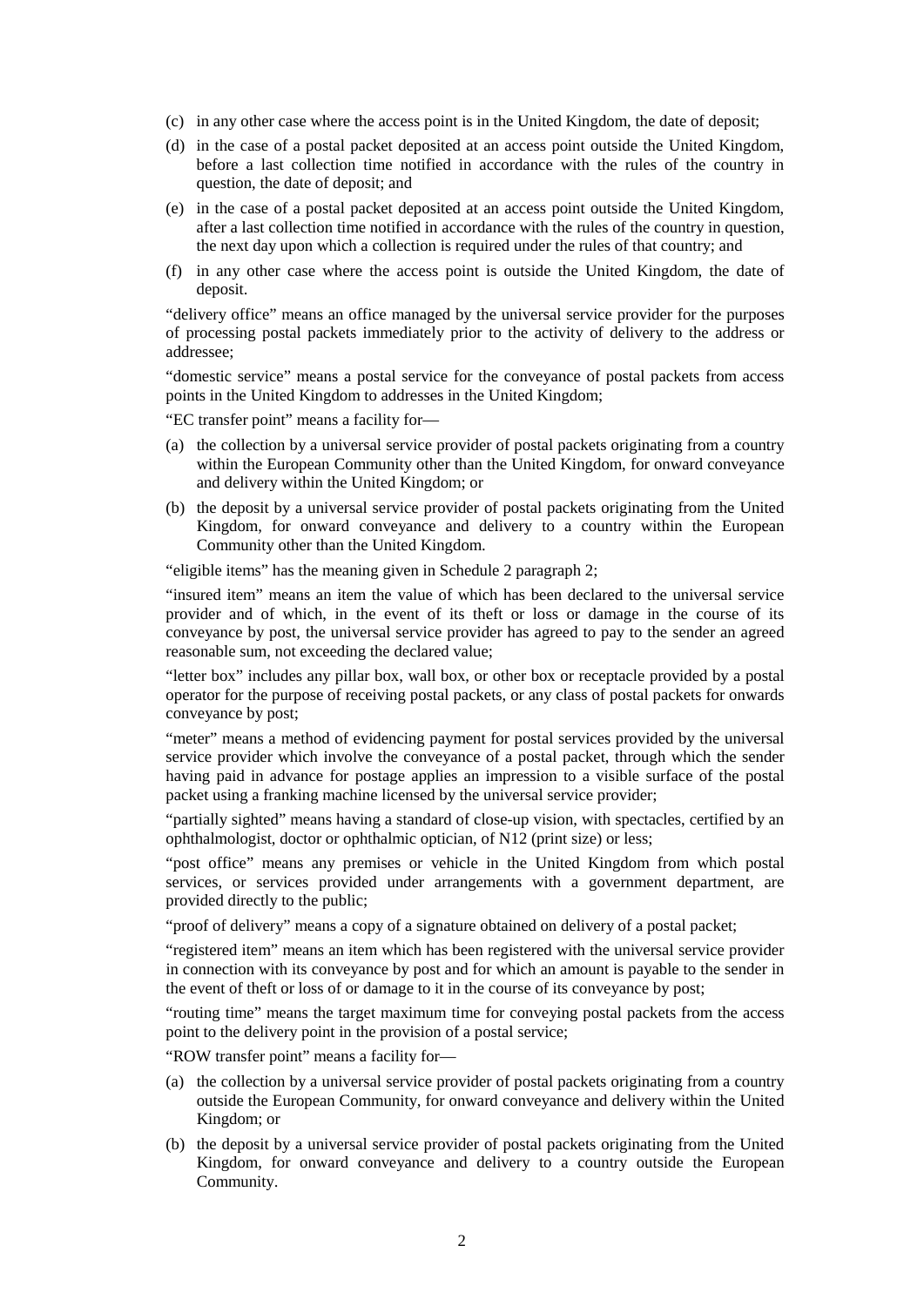(c) in any other case where the access point is in the United Kingdom, the date of deposit;

(d) in the case of a postal packet deposited at an access point outside the United Kingdom, before a last collection time notified in accordance with the rules of the country in question, the date of deposit; and

(e) in the case of a postal packet deposited at an access point outside the United Kingdom, after a last collection time notified in accordance with the rules of the country in question, the next day upon which a collection is required under the rules of that country; and

(f) in any other case where the access point is outside the United Kingdom, the date of deposit.

"delivery office" means an office managed by the universal service provider for the purposes of processing postal packets immediately prior to the activity of delivery to the address or addressee;

"domestic service" means a postal service for the conveyance of postal packets from access points in the United Kingdom to addresses in the United Kingdom;

"EC transfer point" means a facility for—

(a) the collection by a universal service provider of postal packets originating from a country within the European Community other than the United Kingdom, for onward conveyance and delivery within the United Kingdom; or

(b) the deposit by a universal service provider of postal packets originating from the United Kingdom, for onward conveyance and delivery to a country within the European Community other than the United Kingdom.

"eligible items" has the meaning given in Schedule 2 paragraph 2;

"insured item" means an item the value of which has been declared to the universal service provider and of which, in the event of its theft or loss or damage in the course of its conveyance by post, the universal service provider has agreed to pay to the sender an agreed reasonable sum, not exceeding the declared value;

"letter box" includes any pillar box, wall box, or other box or receptacle provided by a postal operator for the purpose of receiving postal packets, or any class of postal packets for onwards conveyance by post;

"meter" means a method of evidencing payment for postal services provided by the universal service provider which involve the conveyance of a postal packet, through which the sender having paid in advance for postage applies an impression to a visible surface of the postal packet using a franking machine licensed by the universal service provider;

"partially sighted" means having a standard of close-up vision, with spectacles, certified by an ophthalmologist, doctor or ophthalmic optician, of N12 (print size) or less;

"post office" means any premises or vehicle in the United Kingdom from which postal services, or services provided under arrangements with a government department, are provided directly to the public;

"proof of delivery" means a copy of a signature obtained on delivery of a postal packet;

"registered item" means an item which has been registered with the universal service provider in connection with its conveyance by post and for which an amount is payable to the sender in the event of theft or loss of or damage to it in the course of its conveyance by post;

"routing time" means the target maximum time for conveying postal packets from the access point to the delivery point in the provision of a postal service;

"ROW transfer point" means a facility for—

(a) the collection by a universal service provider of postal packets originating from a country outside the European Community, for onward conveyance and delivery within the United Kingdom; or

(b) the deposit by a universal service provider of postal packets originating from the United Kingdom, for onward conveyance and delivery to a country outside the European Community.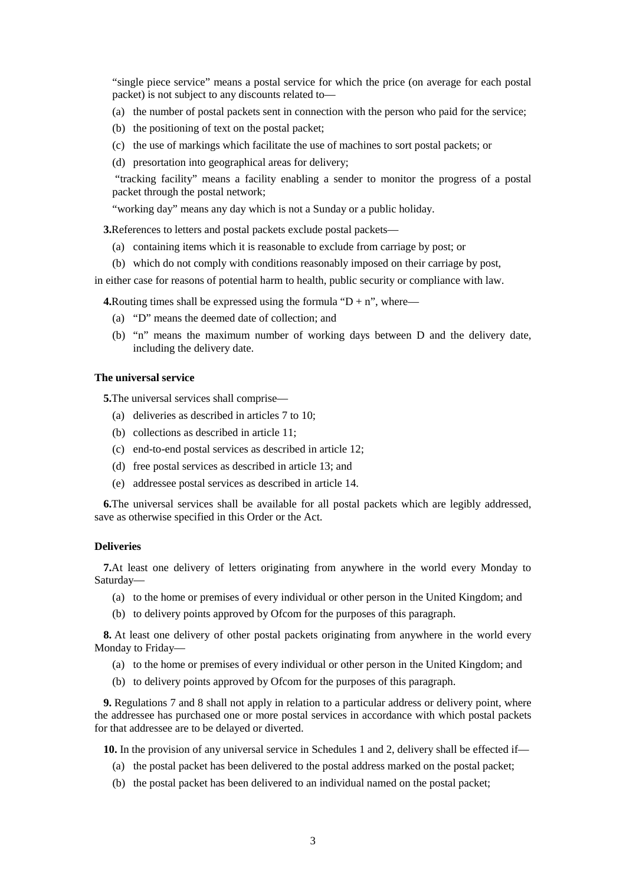"single piece service" means a postal service for which the price (on average for each postal packet) is not subject to any discounts related to—

(a) the number of postal packets sent in connection with the person who paid for the service;

(b) the positioning of text on the postal packet;

(c) the use of markings which facilitate the use of machines to sort postal packets; or

(d) presortation into geographical areas for delivery;

"tracking facility" means a facility enabling a sender to monitor the progress of a postal packet through the postal network;

"working day" means any day which is not a Sunday or a public holiday.

**3.**References to letters and postal packets exclude postal packets—

(a) containing items which it is reasonable to exclude from carriage by post; or

(b) which do not comply with conditions reasonably imposed on their carriage by post,

in either case for reasons of potential harm to health, public security or compliance with law.

**4.**Routing times shall be expressed using the formula "D + n", where—

(a) "D" means the deemed date of collection; and

(b) "n" means the maximum number of working days between D and the delivery date, including the delivery date.

**The universal service**

**5.**The universal services shall comprise—

(a) deliveries as described in articles 7 to 10;

(b) collections as described in article 11;

(c) end-to-end postal services as described in article 12;

(d) free postal services as described in article 13; and

(e) addressee postal services as described in article 14.

**6.**The universal services shall be available for all postal packets which are legibly addressed, save as otherwise specified in this Order or the Act.

**Deliveries**

**7.**At least one delivery of letters originating from anywhere in the world every Monday to Saturday—

(a) to the home or premises of every individual or other person in the United Kingdom; and

(b) to delivery points approved by Ofcom for the purposes of this paragraph.

**8.** At least one delivery of other postal packets originating from anywhere in the world every Monday to Friday—

(a) to the home or premises of every individual or other person in the United Kingdom; and

(b) to delivery points approved by Ofcom for the purposes of this paragraph.

**9.** Regulations 7 and 8 shall not apply in relation to a particular address or delivery point, where the addressee has purchased one or more postal services in accordance with which postal packets for that addressee are to be delayed or diverted.

**10.** In the provision of any universal service in Schedules 1 and 2, delivery shall be effected if—

(a) the postal packet has been delivered to the postal address marked on the postal packet;

(b) the postal packet has been delivered to an individual named on the postal packet;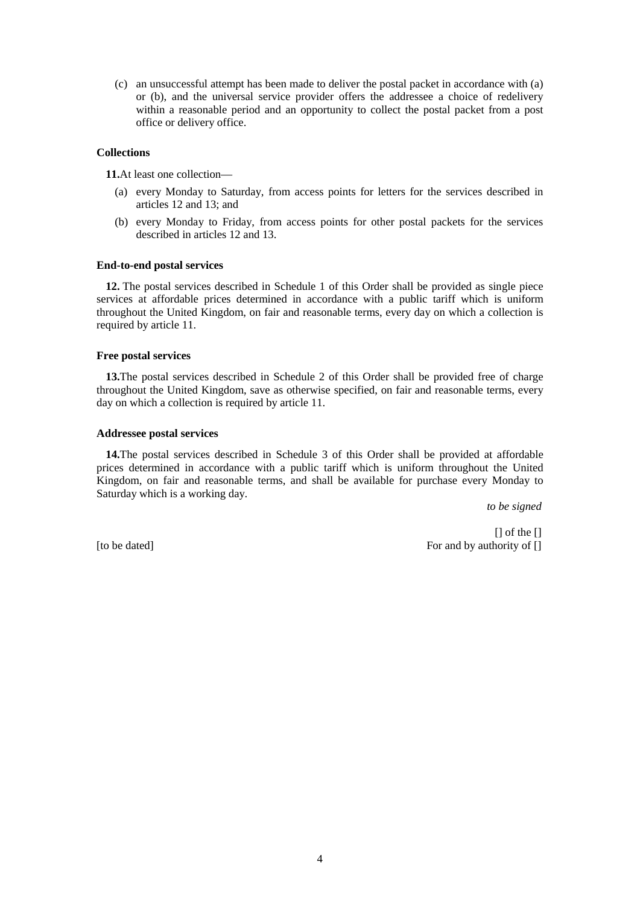(c) an unsuccessful attempt has been made to deliver the postal packet in accordance with (a) or (b), and the universal service provider offers the addressee a choice of redelivery within a reasonable period and an opportunity to collect the postal packet from a post office or delivery office.

**Collections**

**11.**At least one collection—

(a) every Monday to Saturday, from access points for letters for the services described in articles 12 and 13; and

(b) every Monday to Friday, from access points for other postal packets for the services described in articles 12 and 13.

**End-to-end postal services**

**12.** The postal services described in Schedule 1 of this Order shall be provided as single piece services at affordable prices determined in accordance with a public tariff which is uniform throughout the United Kingdom, on fair and reasonable terms, every day on which a collection is required by article 11.

**Free postal services**

**13.**The postal services described in Schedule 2 of this Order shall be provided free of charge throughout the United Kingdom, save as otherwise specified, on fair and reasonable terms, every day on which a collection is required by article 11.

**Addressee postal services**

**14.**The postal services described in Schedule 3 of this Order shall be provided at affordable prices determined in accordance with a public tariff which is uniform throughout the United Kingdom, on fair and reasonable terms, and shall be available for purchase every Monday to Saturday which is a working day.

*to be signed*

[] of the []

[to be dated] For and by authority of []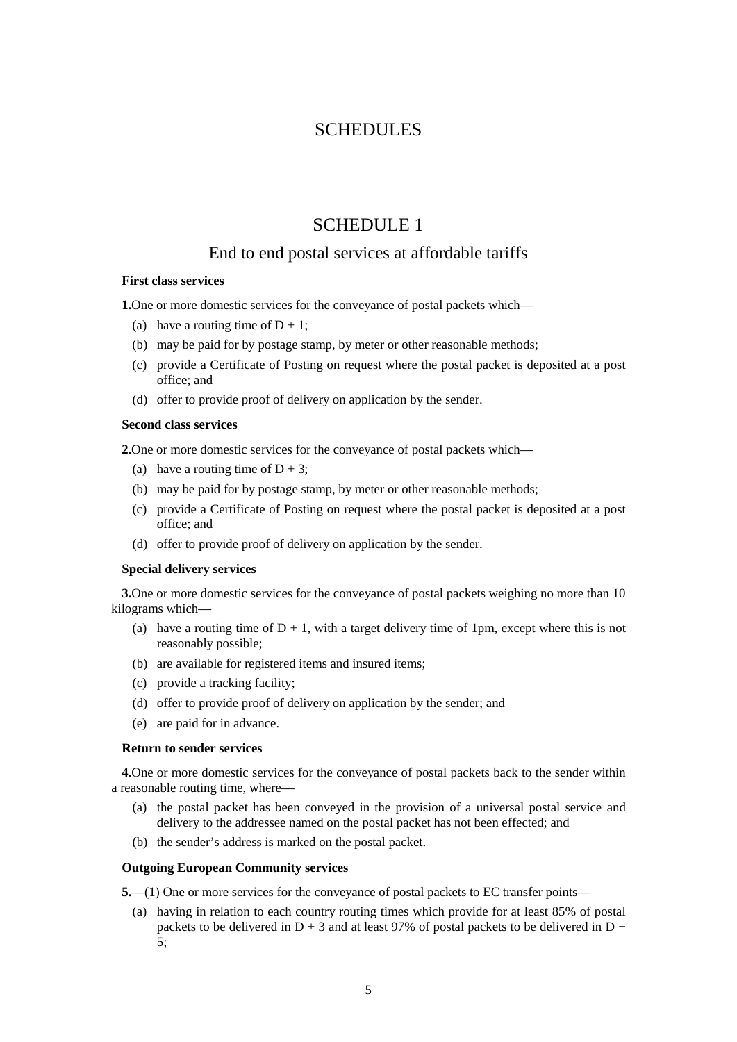# SCHEDULES

## SCHEDULE 1

### End to end postal services at affordable tariffs

**First class services**

**1.** One or more domestic services for the conveyance of postal packets which—

- (a) have a routing time of D + 1;
- (b) may be paid for by postage stamp, by meter or other reasonable methods;
- (c) provide a Certificate of Posting on request where the postal packet is deposited at a post office; and
- (d) offer to provide proof of delivery on application by the sender.

**Second class services**

**2.** One or more domestic services for the conveyance of postal packets which—

- (a) have a routing time of D + 3;
- (b) may be paid for by postage stamp, by meter or other reasonable methods;
- (c) provide a Certificate of Posting on request where the postal packet is deposited at a post office; and
- (d) offer to provide proof of delivery on application by the sender.

**Special delivery services**

**3.** One or more domestic services for the conveyance of postal packets weighing no more than 10 kilograms which—

- (a) have a routing time of D + 1, with a target delivery time of 1pm, except where this is not reasonably possible;
- (b) are available for registered items and insured items;
- (c) provide a tracking facility;
- (d) offer to provide proof of delivery on application by the sender; and
- (e) are paid for in advance.

**Return to sender services**

**4.** One or more domestic services for the conveyance of postal packets back to the sender within a reasonable routing time, where—

- (a) the postal packet has been conveyed in the provision of a universal postal service and delivery to the addressee named on the postal packet has not been effected; and
- (b) the sender's address is marked on the postal packet.

**Outgoing European Community services**

**5.**—(1) One or more services for the conveyance of postal packets to EC transfer points—

- (a) having in relation to each country routing times which provide for at least 85% of postal packets to be delivered in D + 3 and at least 97% of postal packets to be delivered in D + 5;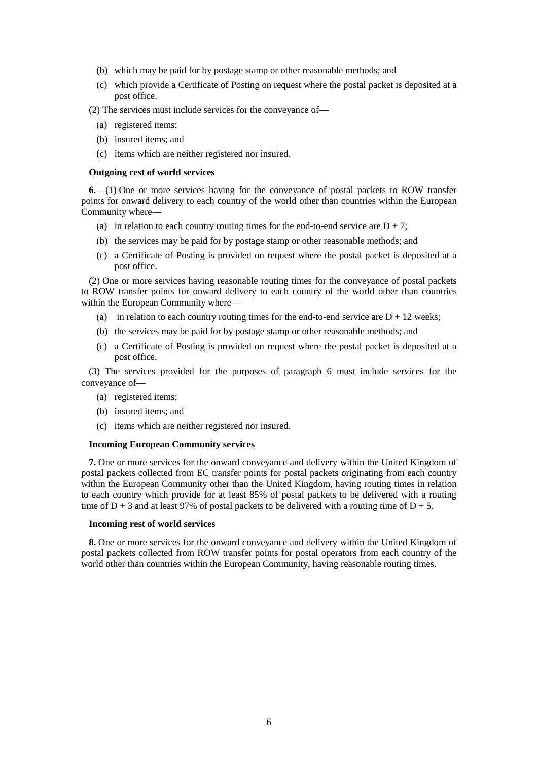(b) which may be paid for by postage stamp or other reasonable methods; and

(c) which provide a Certificate of Posting on request where the postal packet is deposited at a post office.

(2) The services must include services for the conveyance of—

(a) registered items;

(b) insured items; and

(c) items which are neither registered nor insured.

**Outgoing rest of world services**

**6.**—(1) One or more services having for the conveyance of postal packets to ROW transfer points for onward delivery to each country of the world other than countries within the European Community where—

(a) in relation to each country routing times for the end-to-end service are D + 7;

(b) the services may be paid for by postage stamp or other reasonable methods; and

(c) a Certificate of Posting is provided on request where the postal packet is deposited at a post office.

(2) One or more services having reasonable routing times for the conveyance of postal packets to ROW transfer points for onward delivery to each country of the world other than countries within the European Community where—

(a) in relation to each country routing times for the end-to-end service are D + 12 weeks;

(b) the services may be paid for by postage stamp or other reasonable methods; and

(c) a Certificate of Posting is provided on request where the postal packet is deposited at a post office.

(3) The services provided for the purposes of paragraph 6 must include services for the conveyance of—

(a) registered items;

(b) insured items; and

(c) items which are neither registered nor insured.

**Incoming European Community services**

**7.** One or more services for the onward conveyance and delivery within the United Kingdom of postal packets collected from EC transfer points for postal packets originating from each country within the European Community other than the United Kingdom, having routing times in relation to each country which provide for at least 85% of postal packets to be delivered with a routing time of D + 3 and at least 97% of postal packets to be delivered with a routing time of D + 5.

**Incoming rest of world services**

**8.** One or more services for the onward conveyance and delivery within the United Kingdom of postal packets collected from ROW transfer points for postal operators from each country of the world other than countries within the European Community, having reasonable routing times.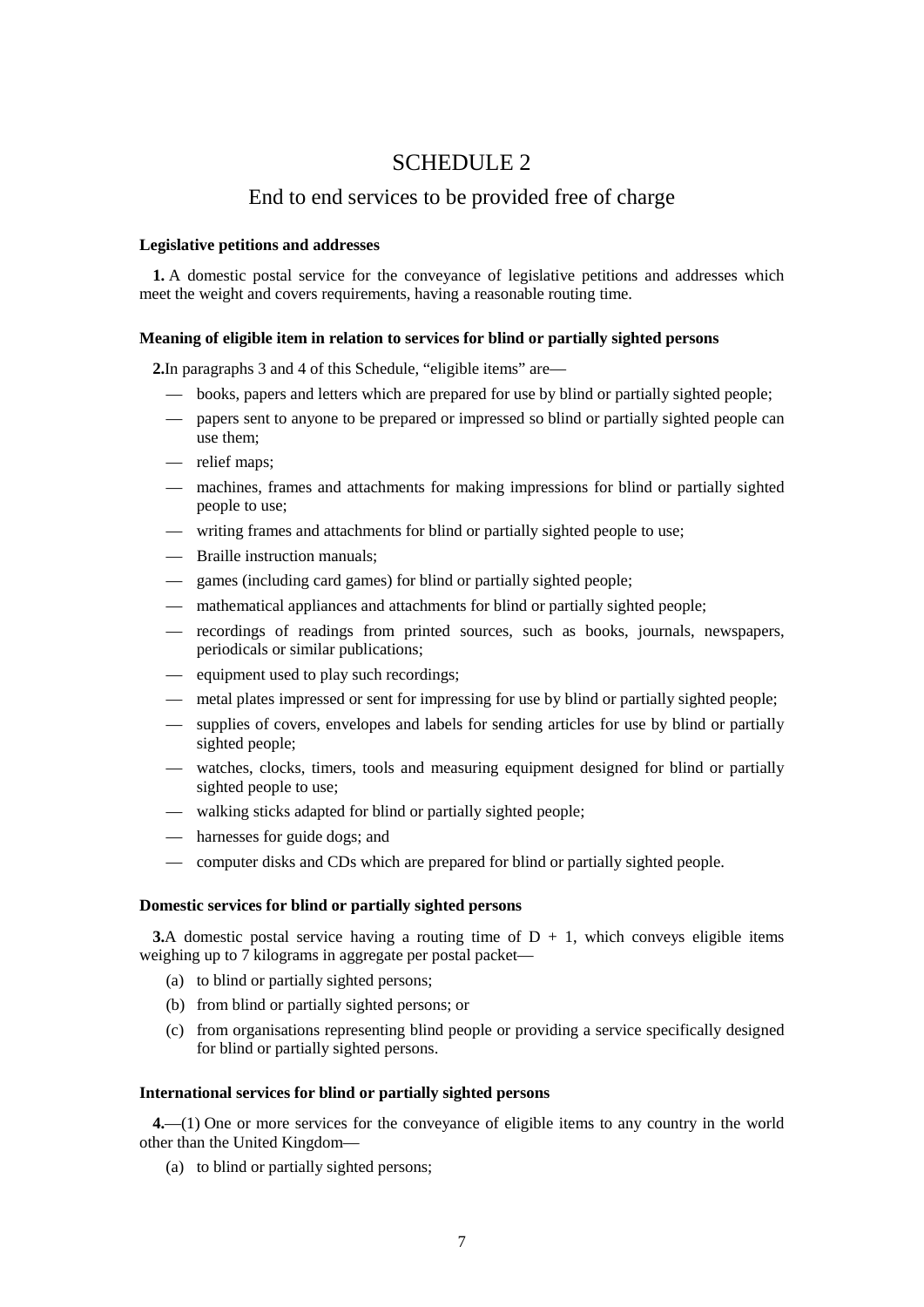# SCHEDULE 2

## End to end services to be provided free of charge

**Legislative petitions and addresses**

**1.** A domestic postal service for the conveyance of legislative petitions and addresses which meet the weight and covers requirements, having a reasonable routing time.

**Meaning of eligible item in relation to services for blind or partially sighted persons**

**2.** In paragraphs 3 and 4 of this Schedule, "eligible items" are—

- books, papers and letters which are prepared for use by blind or partially sighted people;
- papers sent to anyone to be prepared or impressed so blind or partially sighted people can use them;
- relief maps;
- machines, frames and attachments for making impressions for blind or partially sighted people to use;
- writing frames and attachments for blind or partially sighted people to use;
- Braille instruction manuals;
- games (including card games) for blind or partially sighted people;
- mathematical appliances and attachments for blind or partially sighted people;
- recordings of readings from printed sources, such as books, journals, newspapers, periodicals or similar publications;
- equipment used to play such recordings;
- metal plates impressed or sent for impressing for use by blind or partially sighted people;
- supplies of covers, envelopes and labels for sending articles for use by blind or partially sighted people;
- watches, clocks, timers, tools and measuring equipment designed for blind or partially sighted people to use;
- walking sticks adapted for blind or partially sighted people;
- harnesses for guide dogs; and
- computer disks and CDs which are prepared for blind or partially sighted people.

**Domestic services for blind or partially sighted persons**

**3.** A domestic postal service having a routing time of D + 1, which conveys eligible items weighing up to 7 kilograms in aggregate per postal packet—

(a) to blind or partially sighted persons;

(b) from blind or partially sighted persons; or

(c) from organisations representing blind people or providing a service specifically designed for blind or partially sighted persons.

**International services for blind or partially sighted persons**

**4.**—(1) One or more services for the conveyance of eligible items to any country in the world other than the United Kingdom—

(a) to blind or partially sighted persons;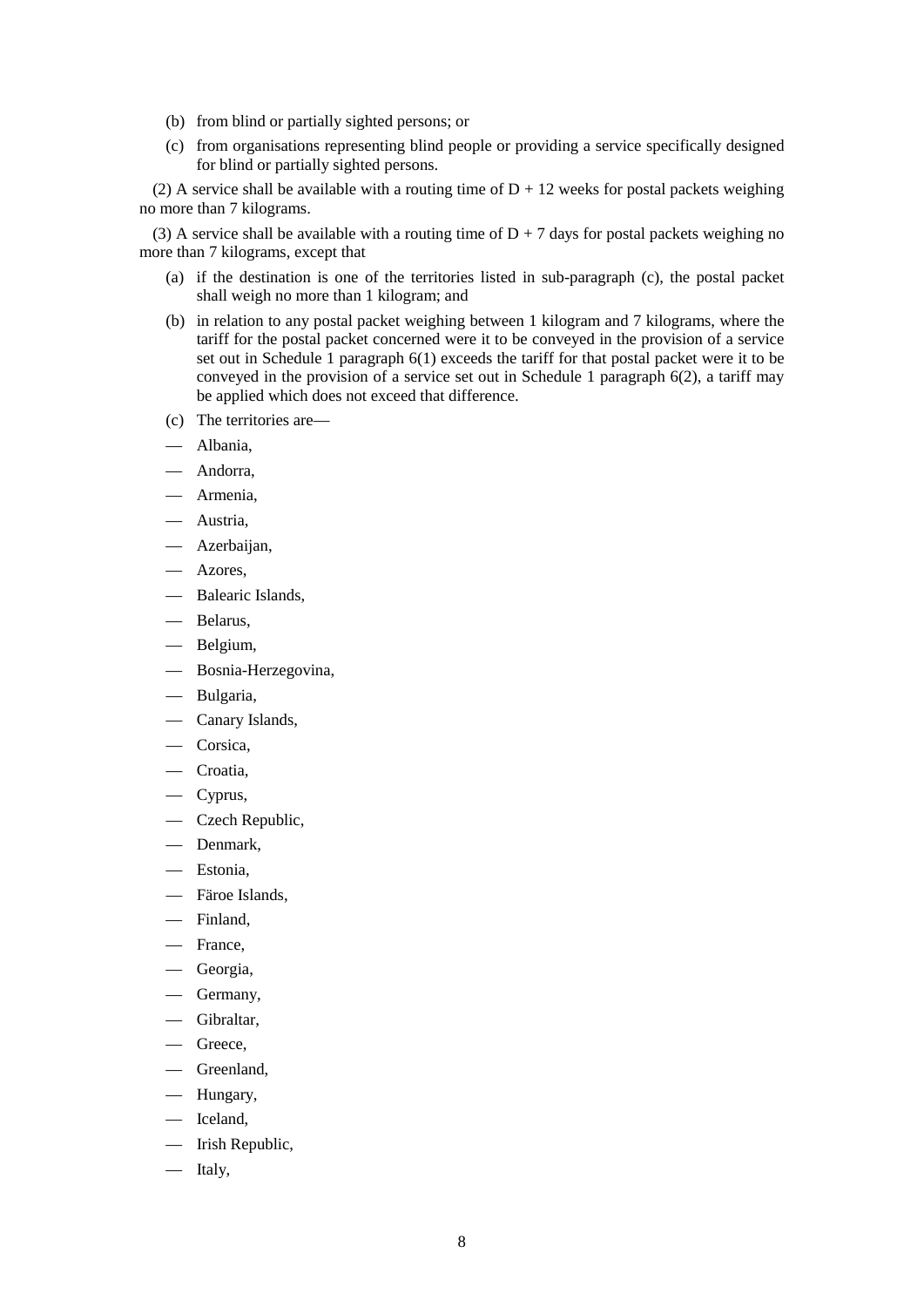(b) from blind or partially sighted persons; or

(c) from organisations representing blind people or providing a service specifically designed for blind or partially sighted persons.

(2) A service shall be available with a routing time of D + 12 weeks for postal packets weighing no more than 7 kilograms.

(3) A service shall be available with a routing time of D + 7 days for postal packets weighing no more than 7 kilograms, except that

(a) if the destination is one of the territories listed in sub-paragraph (c), the postal packet shall weigh no more than 1 kilogram; and

(b) in relation to any postal packet weighing between 1 kilogram and 7 kilograms, where the tariff for the postal packet concerned were it to be conveyed in the provision of a service set out in Schedule 1 paragraph 6(1) exceeds the tariff for that postal packet were it to be conveyed in the provision of a service set out in Schedule 1 paragraph 6(2), a tariff may be applied which does not exceed that difference.

(c) The territories are—

— Albania,

— Andorra,

— Armenia,

— Austria,

— Azerbaijan,

— Azores,

— Balearic Islands,

— Belarus,

— Belgium,

— Bosnia-Herzegovina,

— Bulgaria,

— Canary Islands,

— Corsica,

— Croatia,

— Cyprus,

— Czech Republic,

— Denmark,

— Estonia,

— Färoe Islands,

— Finland,

— France,

— Georgia,

— Germany,

— Gibraltar,

— Greece,

— Greenland,

— Hungary,

— Iceland,

— Irish Republic,

— Italy,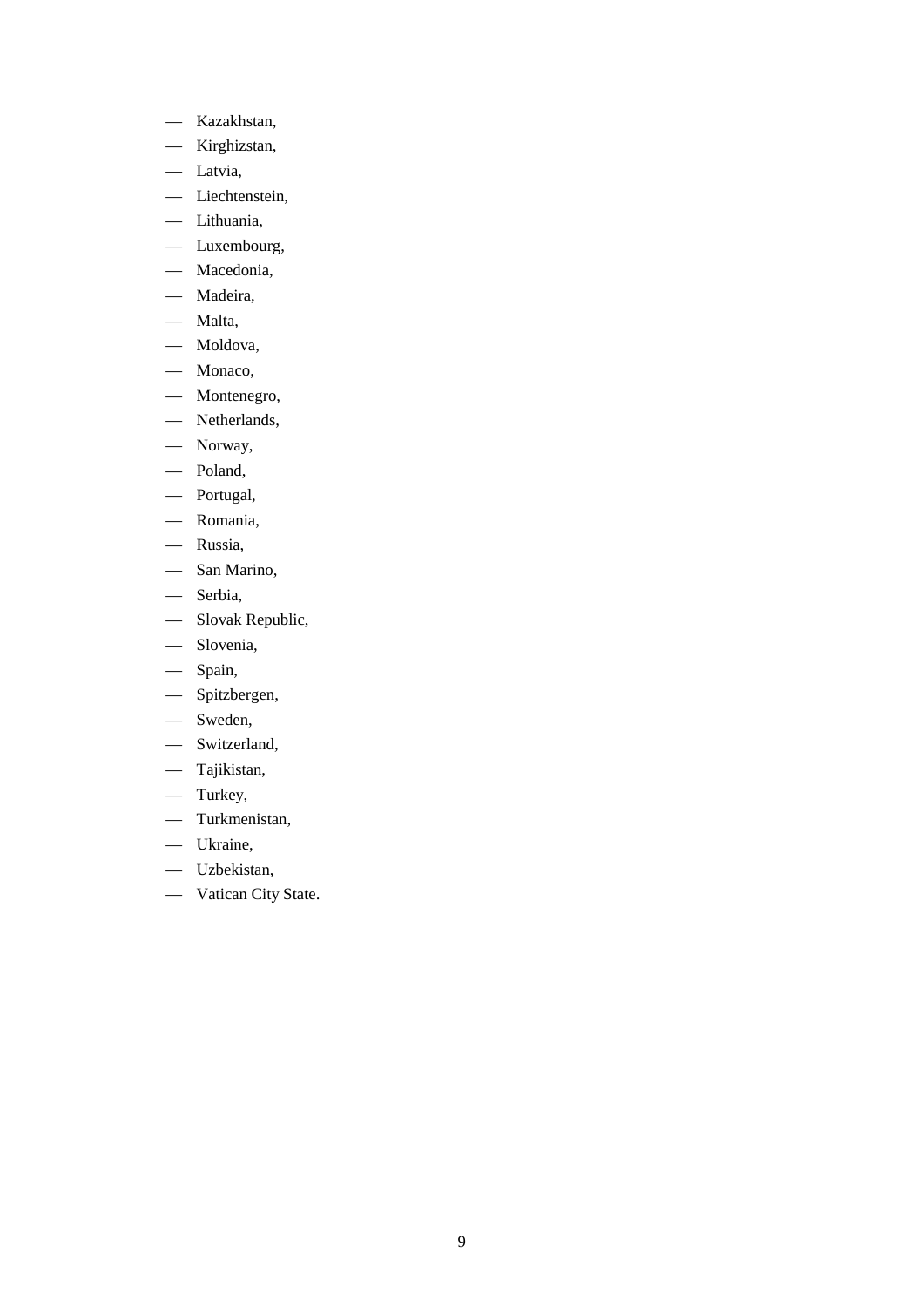- Kazakhstan,
- Kirghizstan,
- Latvia,
- Liechtenstein,
- Lithuania,
- Luxembourg,
- Macedonia,
- Madeira,
- Malta,
- Moldova,
- Monaco,
- Montenegro,
- Netherlands,
- Norway,
- Poland,
- Portugal,
- Romania,
- Russia,
- San Marino,
- Serbia,
- Slovak Republic,
- Slovenia,
- Spain,
- Spitzbergen,
- Sweden,
- Switzerland,
- Tajikistan,
- Turkey,
- Turkmenistan,
- Ukraine,
- Uzbekistan,
- Vatican City State.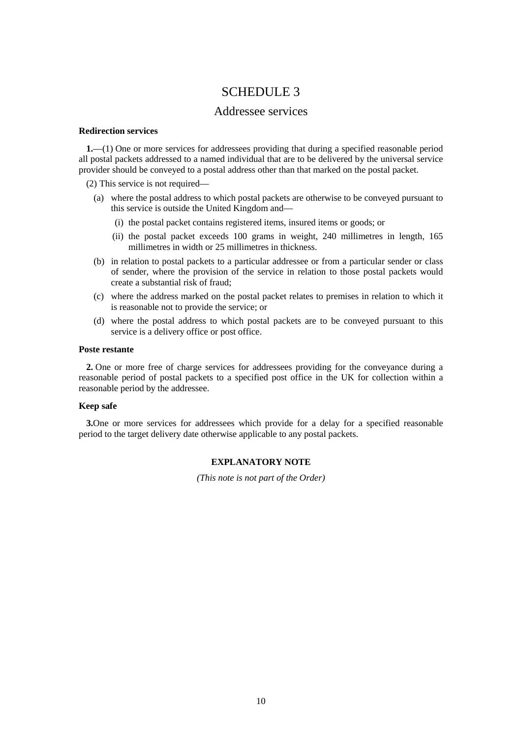# SCHEDULE 3

## Addressee services

**Redirection services**

**1.**—(1) One or more services for addressees providing that during a specified reasonable period all postal packets addressed to a named individual that are to be delivered by the universal service provider should be conveyed to a postal address other than that marked on the postal packet.

(2) This service is not required—

(a) where the postal address to which postal packets are otherwise to be conveyed pursuant to this service is outside the United Kingdom and—

(i) the postal packet contains registered items, insured items or goods; or

(ii) the postal packet exceeds 100 grams in weight, 240 millimetres in length, 165 millimetres in width or 25 millimetres in thickness.

(b) in relation to postal packets to a particular addressee or from a particular sender or class of sender, where the provision of the service in relation to those postal packets would create a substantial risk of fraud;

(c) where the address marked on the postal packet relates to premises in relation to which it is reasonable not to provide the service; or

(d) where the postal address to which postal packets are to be conveyed pursuant to this service is a delivery office or post office.

**Poste restante**

**2.** One or more free of charge services for addressees providing for the conveyance during a reasonable period of postal packets to a specified post office in the UK for collection within a reasonable period by the addressee.

**Keep safe**

**3.**One or more services for addressees which provide for a delay for a specified reasonable period to the target delivery date otherwise applicable to any postal packets.

**EXPLANATORY NOTE**

*(This note is not part of the Order)*